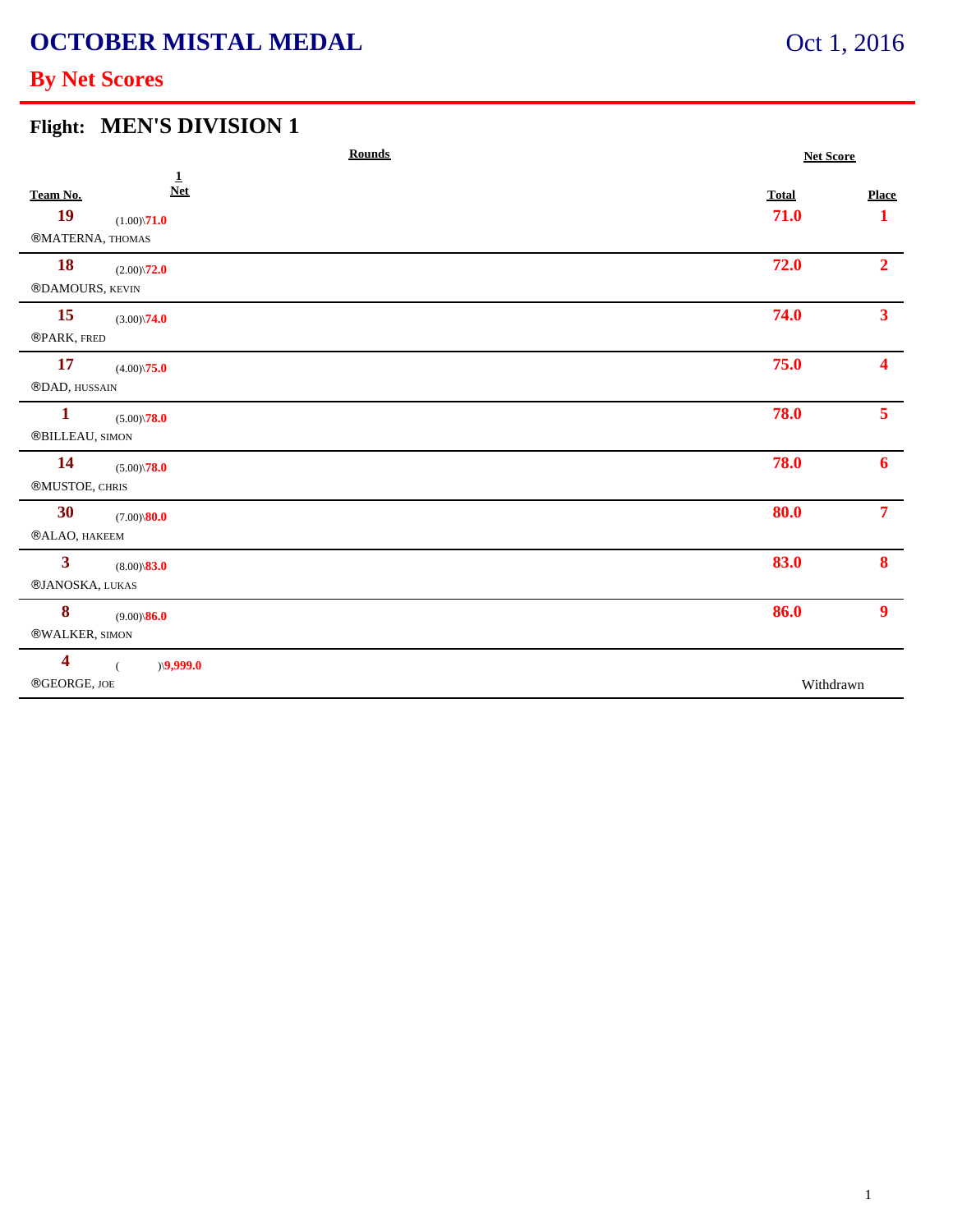# OCTOBER MISTAL MEDAL

Oct 1, 2016

## By Net Scores

## Flight: MEN'S DIVISION 1

| Team No. | Rounds 1 Net | Net Score Total | Place |
|---|---|---|---|
| **19** ®MATERNA, THOMAS | (1.00)\71.0 | 71.0 | 1 |
| **18** ®DAMOURS, KEVIN | (2.00)\72.0 | 72.0 | 2 |
| **15** ®PARK, FRED | (3.00)\74.0 | 74.0 | 3 |
| **17** ®DAD, HUSSAIN | (4.00)\75.0 | 75.0 | 4 |
| **1** ®BILLEAU, SIMON | (5.00)\78.0 | 78.0 | 5 |
| **14** ®MUSTOE, CHRIS | (5.00)\78.0 | 78.0 | 6 |
| **30** ®ALAO, HAKEEM | (7.00)\80.0 | 80.0 | 7 |
| **3** ®JANOSKA, LUKAS | (8.00)\83.0 | 83.0 | 8 |
| **8** ®WALKER, SIMON | (9.00)\86.0 | 86.0 | 9 |
| **4** ®GEORGE, JOE | ( )\9,999.0 | Withdrawn | |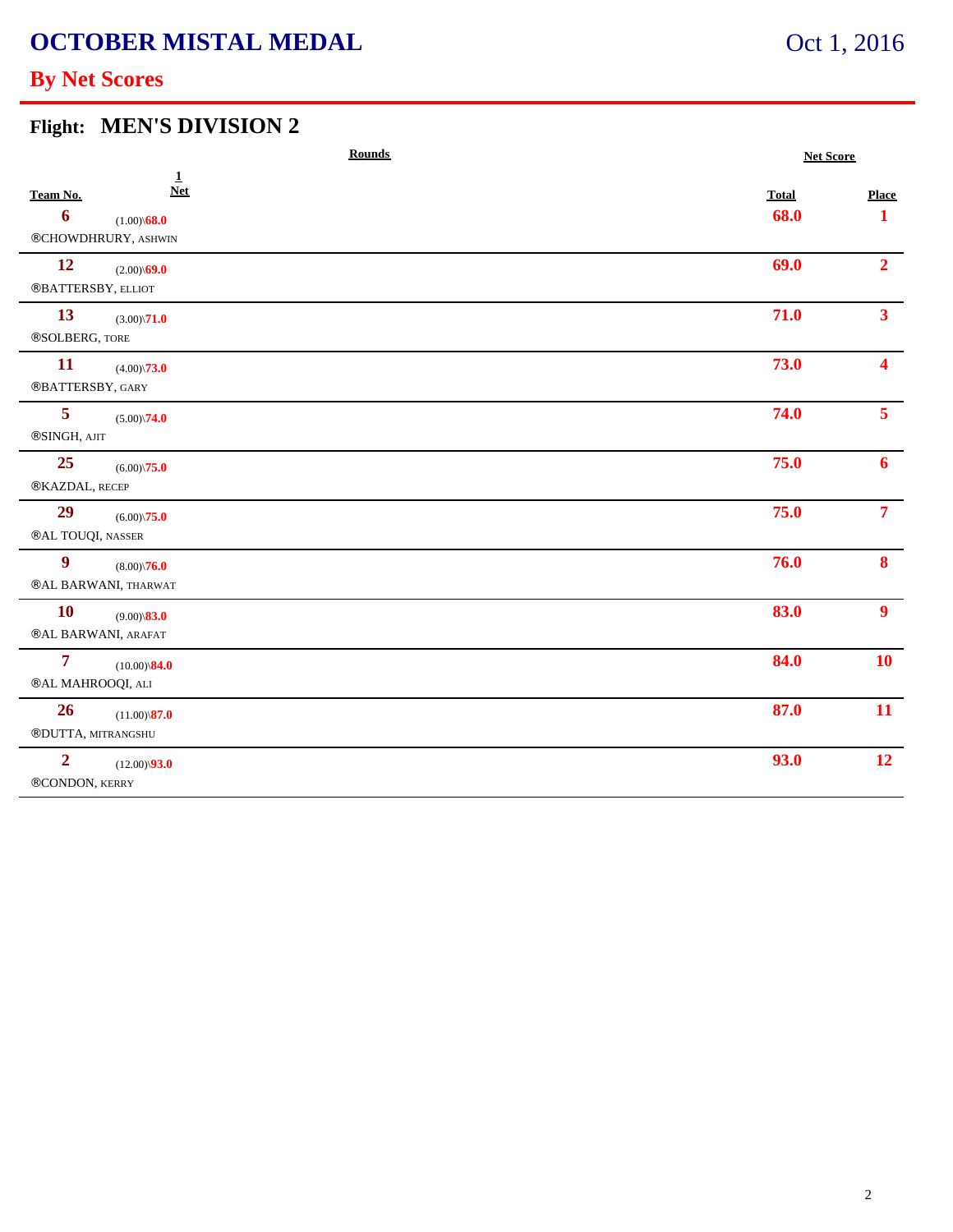# OCTOBER MISTAL MEDAL

Oct 1, 2016

## By Net Scores

### Flight: MEN'S DIVISION 2

| Team No. | Rounds 1 Net | Net Score Total | Place |
|---|---|---|---|
| 6 ®CHOWDHRURY, ASHWIN | (1.00)\68.0 | 68.0 | 1 |
| 12 ®BATTERSBY, ELLIOT | (2.00)\69.0 | 69.0 | 2 |
| 13 ®SOLBERG, TORE | (3.00)\71.0 | 71.0 | 3 |
| 11 ®BATTERSBY, GARY | (4.00)\73.0 | 73.0 | 4 |
| 5 ®SINGH, AJIT | (5.00)\74.0 | 74.0 | 5 |
| 25 ®KAZDAL, RECEP | (6.00)\75.0 | 75.0 | 6 |
| 29 ®AL TOUQI, NASSER | (6.00)\75.0 | 75.0 | 7 |
| 9 ®AL BARWANI, THARWAT | (8.00)\76.0 | 76.0 | 8 |
| 10 ®AL BARWANI, ARAFAT | (9.00)\83.0 | 83.0 | 9 |
| 7 ®AL MAHROOQI, ALI | (10.00)\84.0 | 84.0 | 10 |
| 26 ®DUTTA, MITRANGSHU | (11.00)\87.0 | 87.0 | 11 |
| 2 ®CONDON, KERRY | (12.00)\93.0 | 93.0 | 12 |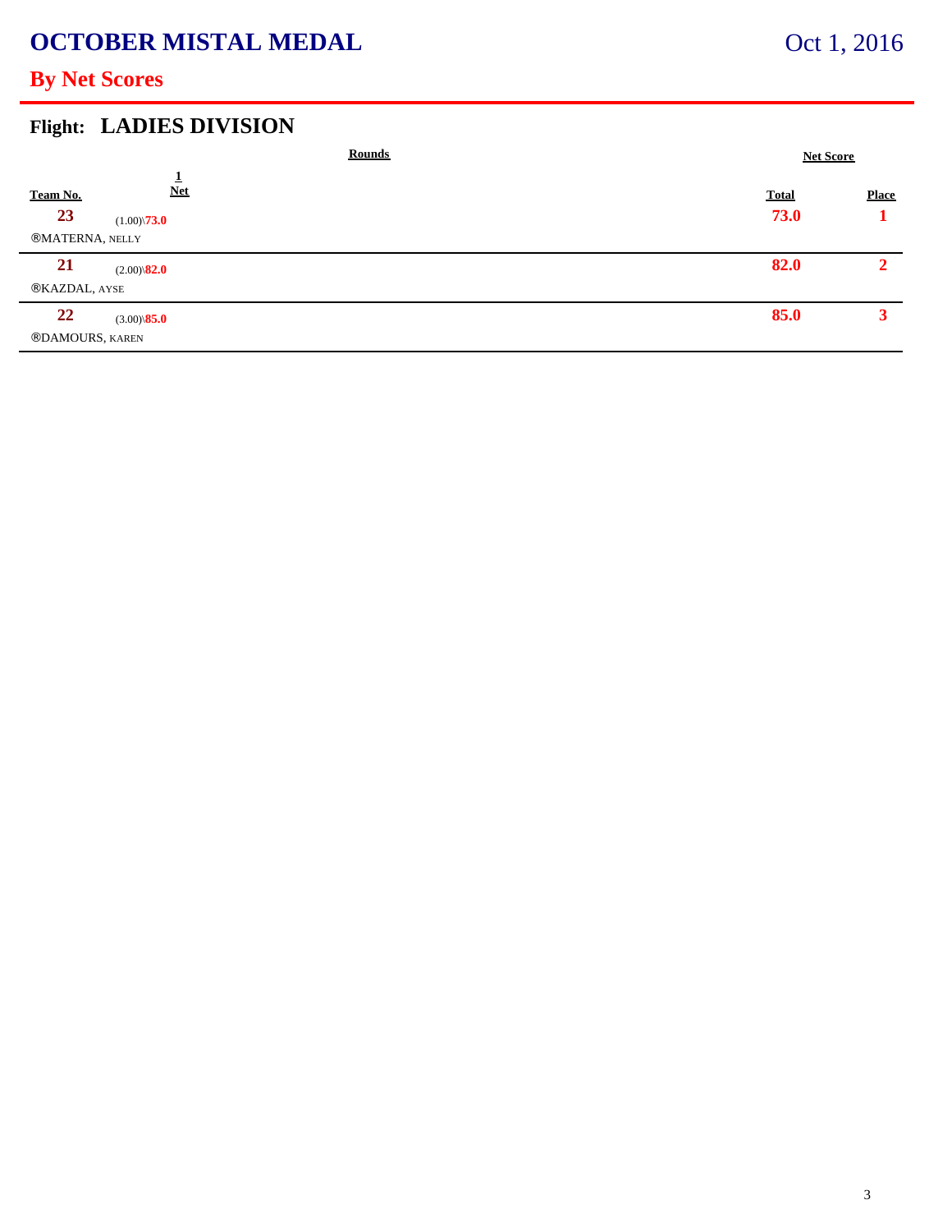# OCTOBER MISTAL MEDAL

Oct 1, 2016

## By Net Scores

### Flight: LADIES DIVISION

| | Rounds | Net Score | |
|---|---|---|---|
| Team No. | 1 Net | Total | Place |
| 23 ®MATERNA, NELLY | (1.00)\73.0 | 73.0 | 1 |
| 21 ®KAZDAL, AYSE | (2.00)\82.0 | 82.0 | 2 |
| 22 ®DAMOURS, KAREN | (3.00)\85.0 | 85.0 | 3 |